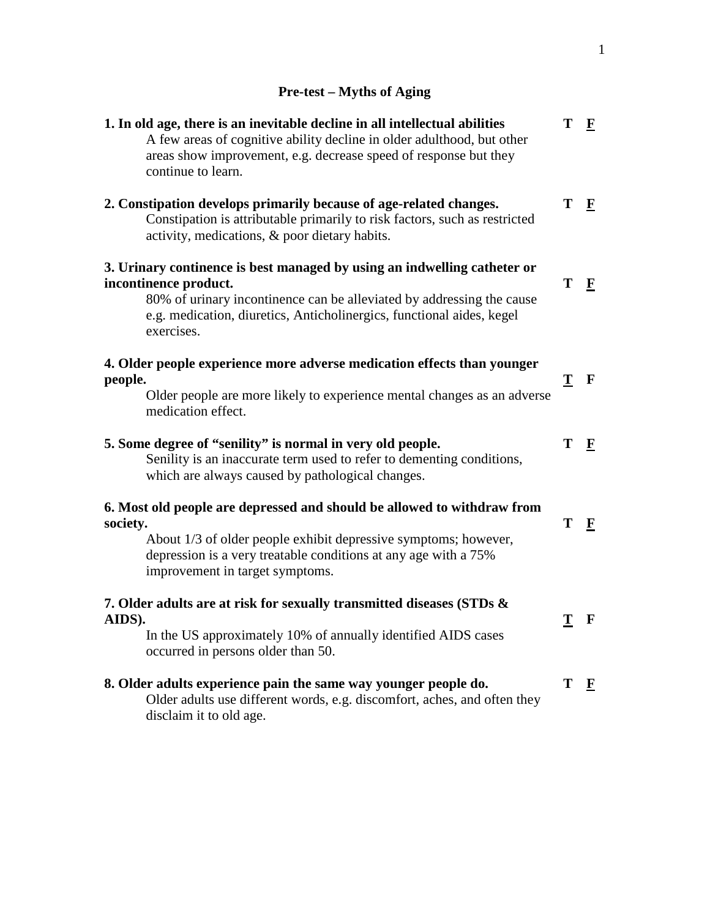## Pre-test – Myths of Aging

**1. In old age, there is an inevitable decline in all intellectual abilities** T **F**

A few areas of cognitive ability decline in older adulthood, but other areas show improvement, e.g. decrease speed of response but they continue to learn.

**2. Constipation develops primarily because of age-related changes.** T **F**

Constipation is attributable primarily to risk factors, such as restricted activity, medications, & poor dietary habits.

**3. Urinary continence is best managed by using an indwelling catheter or incontinence product.** T **F**

80% of urinary incontinence can be alleviated by addressing the cause e.g. medication, diuretics, Anticholinergics, functional aides, kegel exercises.

**4. Older people experience more adverse medication effects than younger people.** **T** F

Older people are more likely to experience mental changes as an adverse medication effect.

**5. Some degree of "senility" is normal in very old people.** T **F**

Senility is an inaccurate term used to refer to dementing conditions, which are always caused by pathological changes.

**6. Most old people are depressed and should be allowed to withdraw from society.** T **F**

About 1/3 of older people exhibit depressive symptoms; however, depression is a very treatable conditions at any age with a 75% improvement in target symptoms.

**7. Older adults are at risk for sexually transmitted diseases (STDs & AIDS).** **T** F

In the US approximately 10% of annually identified AIDS cases occurred in persons older than 50.

**8. Older adults experience pain the same way younger people do.** T **F**

Older adults use different words, e.g. discomfort, aches, and often they disclaim it to old age.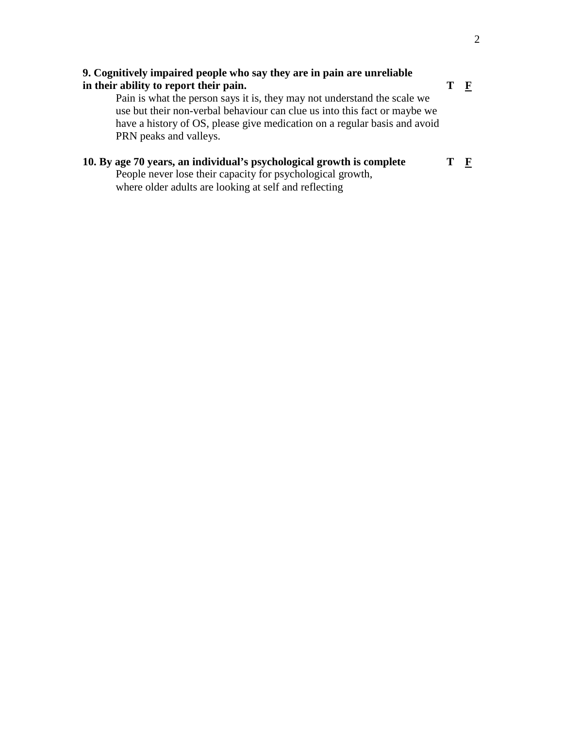**9. Cognitively impaired people who say they are in pain are unreliable in their ability to report their pain.** **T** **F**

Pain is what the person says it is, they may not understand the scale we use but their non-verbal behaviour can clue us into this fact or maybe we have a history of OS, please give medication on a regular basis and avoid PRN peaks and valleys.

**10. By age 70 years, an individual's psychological growth is complete** **T** **F**

People never lose their capacity for psychological growth, where older adults are looking at self and reflecting